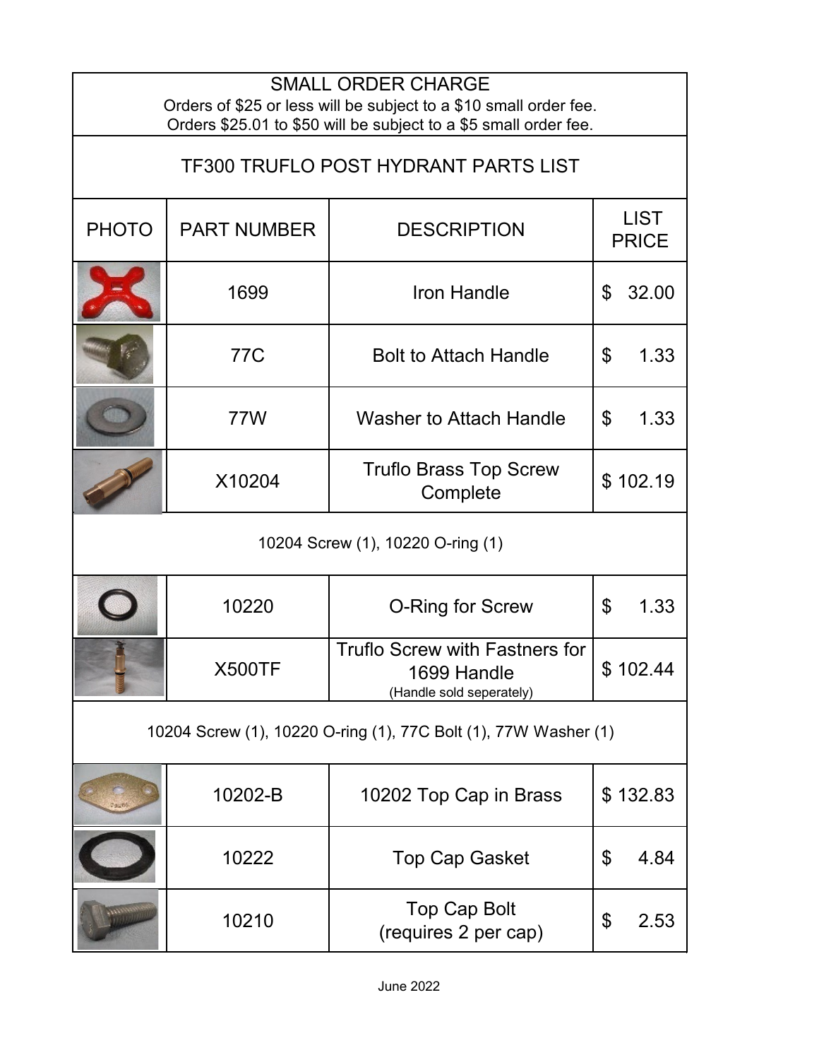## SMALL ORDER CHARGE

Orders of $25 or less will be subject to a $10 small order fee.
Orders $25.01 to $50 will be subject to a $5 small order fee.

## TF300 TRUFLO POST HYDRANT PARTS LIST

| PHOTO | PART NUMBER | DESCRIPTION | LIST PRICE |
|---|---|---|---|
| | 1699 | Iron Handle | $ 32.00 |
| | 77C | Bolt to Attach Handle | $ 1.33 |
| | 77W | Washer to Attach Handle | $ 1.33 |
| | X10204 | Truflo Brass Top Screw Complete | $ 102.19 |
| 10204 Screw (1), 10220 O-ring (1) | | | |
| | 10220 | O-Ring for Screw | $ 1.33 |
| | X500TF | Truflo Screw with Fastners for 1699 Handle (Handle sold seperately) | $ 102.44 |
| 10204 Screw (1), 10220 O-ring (1), 77C Bolt (1), 77W Washer (1) | | | |
| | 10202-B | 10202 Top Cap in Brass | $ 132.83 |
| | 10222 | Top Cap Gasket | $ 4.84 |
| | 10210 | Top Cap Bolt (requires 2 per cap) | $ 2.53 |

June 2022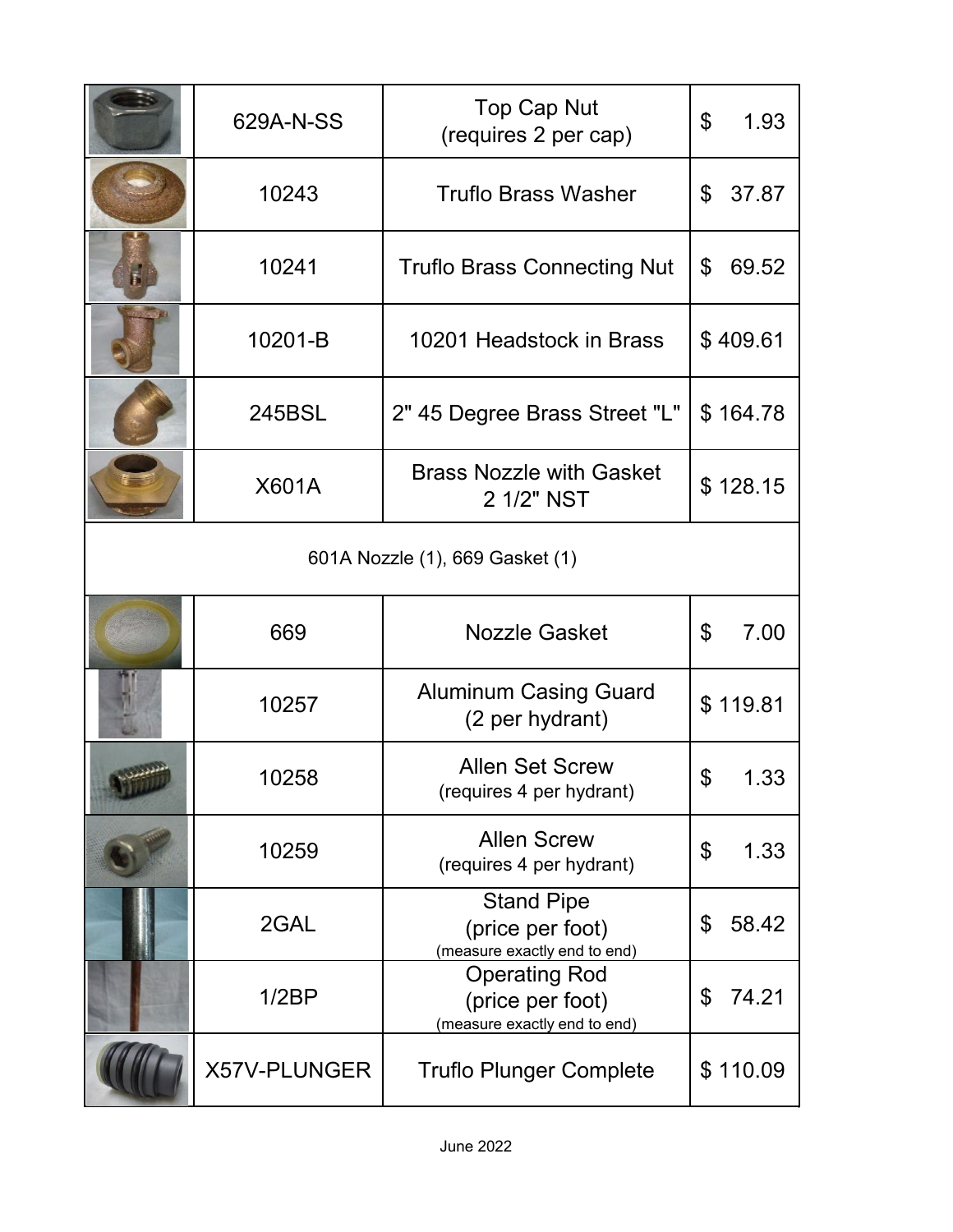| | Part No. | Description | Price |
|---|---|---|---|
| | 629A-N-SS | Top Cap Nut (requires 2 per cap) | $ 1.93 |
| | 10243 | Truflo Brass Washer | $ 37.87 |
| | 10241 | Truflo Brass Connecting Nut | $ 69.52 |
| | 10201-B | 10201 Headstock in Brass | $ 409.61 |
| | 245BSL | 2" 45 Degree Brass Street "L" | $ 164.78 |
| | X601A | Brass Nozzle with Gasket 2 1/2" NST | $ 128.15 |
| 601A Nozzle (1), 669 Gasket (1) | | | |
| | 669 | Nozzle Gasket | $ 7.00 |
| | 10257 | Aluminum Casing Guard (2 per hydrant) | $ 119.81 |
| | 10258 | Allen Set Screw (requires 4 per hydrant) | $ 1.33 |
| | 10259 | Allen Screw (requires 4 per hydrant) | $ 1.33 |
| | 2GAL | Stand Pipe (price per foot) (measure exactly end to end) | $ 58.42 |
| | 1/2BP | Operating Rod (price per foot) (measure exactly end to end) | $ 74.21 |
| | X57V-PLUNGER | Truflo Plunger Complete | $ 110.09 |

June 2022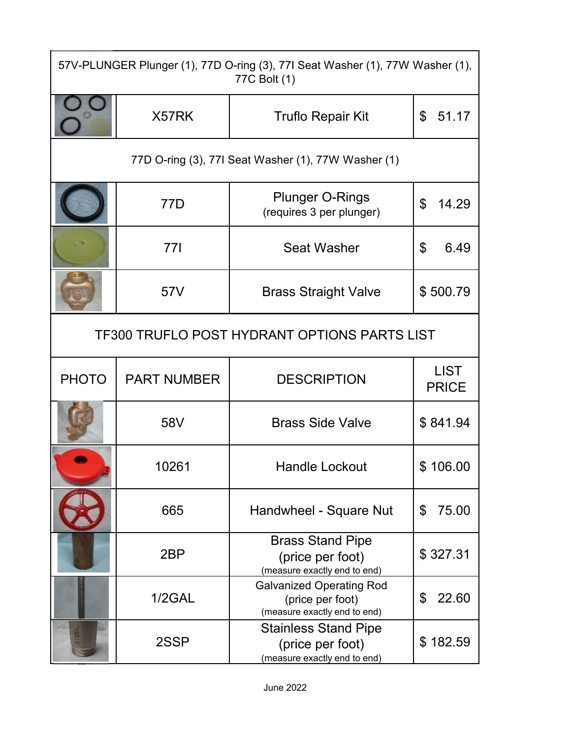| | | | |
|---|---|---|---|
| 57V-PLUNGER Plunger (1), 77D O-ring (3), 77I Seat Washer (1), 77W Washer (1), 77C Bolt (1) | | | |
| | X57RK | Truflo Repair Kit | $ 51.17 |
| 77D O-ring (3), 77I Seat Washer (1), 77W Washer (1) | | | |
| | 77D | Plunger O-Rings (requires 3 per plunger) | $ 14.29 |
| | 77I | Seat Washer | $ 6.49 |
| | 57V | Brass Straight Valve | $ 500.79 |

## TF300 TRUFLO POST HYDRANT OPTIONS PARTS LIST

| PHOTO | PART NUMBER | DESCRIPTION | LIST PRICE |
|---|---|---|---|
| | 58V | Brass Side Valve | $ 841.94 |
| | 10261 | Handle Lockout | $ 106.00 |
| | 665 | Handwheel - Square Nut | $ 75.00 |
| | 2BP | Brass Stand Pipe (price per foot) (measure exactly end to end) | $ 327.31 |
| | 1/2GAL | Galvanized Operating Rod (price per foot) (measure exactly end to end) | $ 22.60 |
| | 2SSP | Stainless Stand Pipe (price per foot) (measure exactly end to end) | $ 182.59 |

June 2022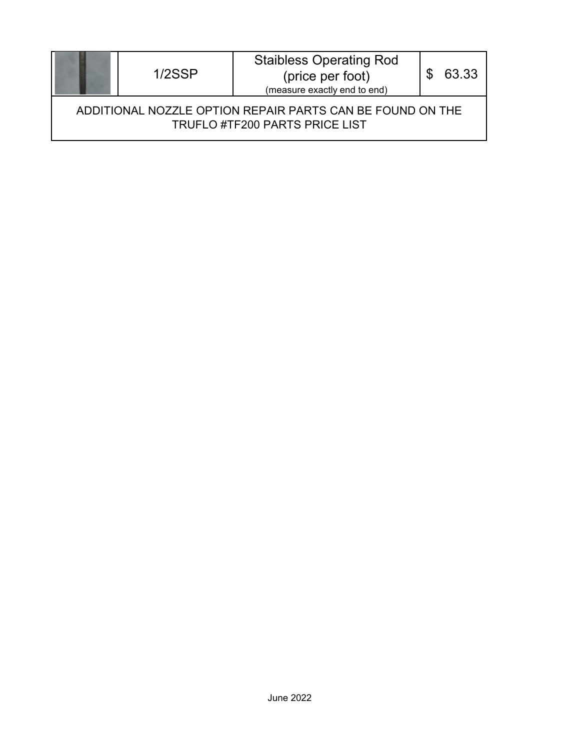| | | | |
|---|---|---|---|
| | 1/2SSP | Staibless Operating Rod (price per foot) (measure exactly end to end) | $ 63.33 |
| ADDITIONAL NOZZLE OPTION REPAIR PARTS CAN BE FOUND ON THE TRUFLO #TF200 PARTS PRICE LIST | | | |

June 2022